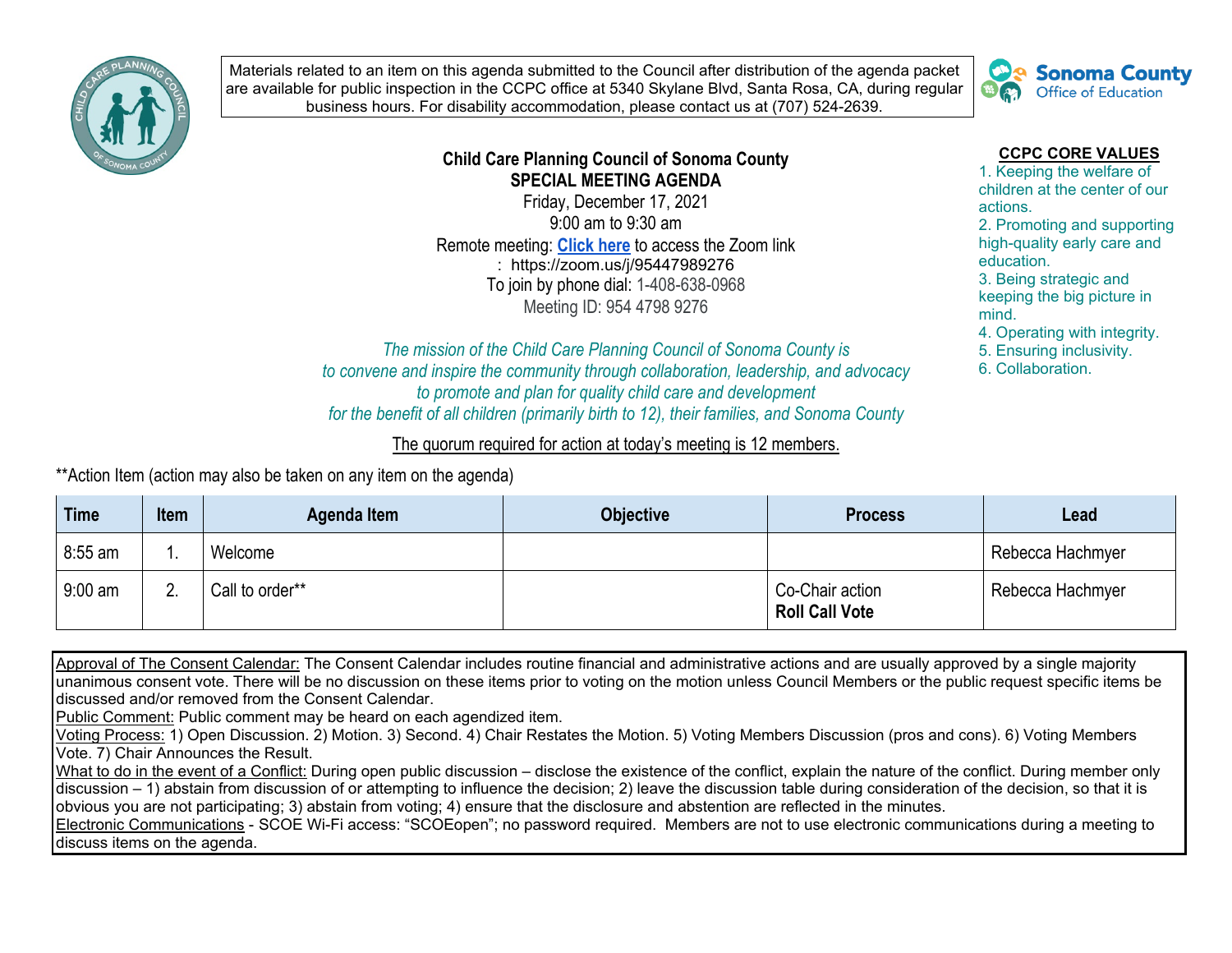Materials related to an item on this agenda submitted to the Council after distribution of the agenda packet are available for public inspection in the CCPC office at 5340 Skylane Blvd, Santa Rosa, CA, during regular business hours. For disability accommodation, please contact us at (707) 524-2639.

Sonoma County Office of Education

# Child Care Planning Council of Sonoma County

## SPECIAL MEETING AGENDA

Friday, December 17, 2021

9:00 am to 9:30 am

Remote meeting: **Click here** to access the Zoom link

: https://zoom.us/j/95447989276

To join by phone dial: 1-408-638-0968

Meeting ID: 954 4798 9276

*The mission of the Child Care Planning Council of Sonoma County is to convene and inspire the community through collaboration, leadership, and advocacy to promote and plan for quality child care and development for the benefit of all children (primarily birth to 12), their families, and Sonoma County*

**CCPC CORE VALUES**

1. Keeping the welfare of children at the center of our actions.
2. Promoting and supporting high-quality early care and education.
3. Being strategic and keeping the big picture in mind.
4. Operating with integrity.
5. Ensuring inclusivity.
6. Collaboration.

The quorum required for action at today's meeting is 12 members.

**Action Item (action may also be taken on any item on the agenda)

| Time | Item | Agenda Item | Objective | Process | Lead |
|---|---|---|---|---|---|
| 8:55 am | 1. | Welcome | | | Rebecca Hachmyer |
| 9:00 am | 2. | Call to order** | | Co-Chair action **Roll Call Vote** | Rebecca Hachmyer |

Approval of The Consent Calendar: The Consent Calendar includes routine financial and administrative actions and are usually approved by a single majority unanimous consent vote. There will be no discussion on these items prior to voting on the motion unless Council Members or the public request specific items be discussed and/or removed from the Consent Calendar.

Public Comment: Public comment may be heard on each agendized item.

Voting Process: 1) Open Discussion. 2) Motion. 3) Second. 4) Chair Restates the Motion. 5) Voting Members Discussion (pros and cons). 6) Voting Members Vote. 7) Chair Announces the Result.

What to do in the event of a Conflict: During open public discussion – disclose the existence of the conflict, explain the nature of the conflict. During member only discussion – 1) abstain from discussion of or attempting to influence the decision; 2) leave the discussion table during consideration of the decision, so that it is obvious you are not participating; 3) abstain from voting; 4) ensure that the disclosure and abstention are reflected in the minutes.

Electronic Communications - SCOE Wi-Fi access: "SCOEopen"; no password required. Members are not to use electronic communications during a meeting to discuss items on the agenda.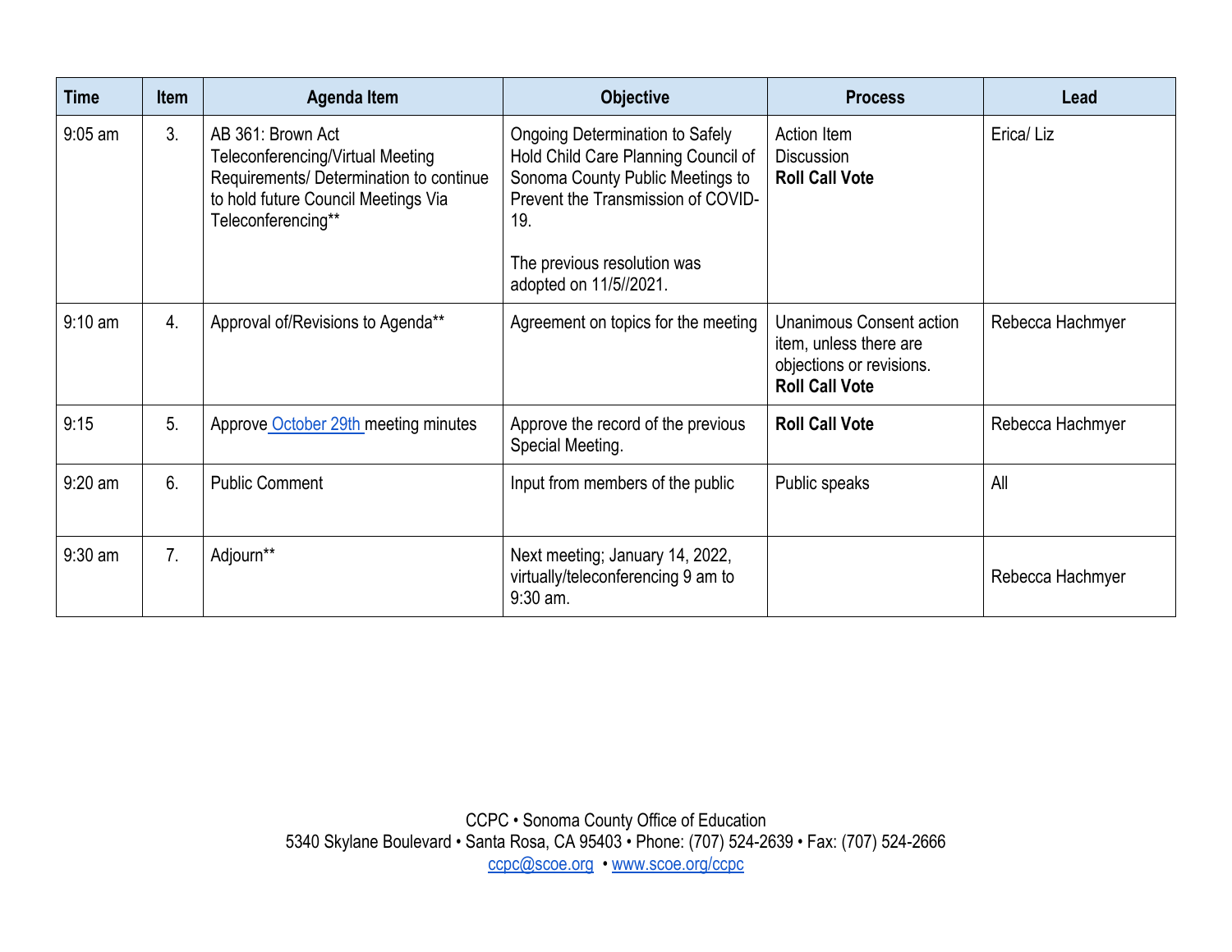| Time | Item | Agenda Item | Objective | Process | Lead |
|---|---|---|---|---|---|
| 9:05 am | 3. | AB 361: Brown Act Teleconferencing/Virtual Meeting Requirements/ Determination to continue to hold future Council Meetings Via Teleconferencing** | Ongoing Determination to Safely Hold Child Care Planning Council of Sonoma County Public Meetings to Prevent the Transmission of COVID-19.<br><br>The previous resolution was adopted on 11/5//2021. | Action Item<br>Discussion<br>**Roll Call Vote** | Erica/ Liz |
| 9:10 am | 4. | Approval of/Revisions to Agenda** | Agreement on topics for the meeting | Unanimous Consent action item, unless there are objections or revisions.<br>**Roll Call Vote** | Rebecca Hachmyer |
| 9:15 | 5. | Approve October 29th meeting minutes | Approve the record of the previous Special Meeting. | **Roll Call Vote** | Rebecca Hachmyer |
| 9:20 am | 6. | Public Comment | Input from members of the public | Public speaks | All |
| 9:30 am | 7. | Adjourn** | Next meeting; January 14, 2022, virtually/teleconferencing 9 am to 9:30 am. | | Rebecca Hachmyer |

CCPC • Sonoma County Office of Education
5340 Skylane Boulevard • Santa Rosa, CA 95403 • Phone: (707) 524-2639 • Fax: (707) 524-2666
ccpc@scoe.org • www.scoe.org/ccpc